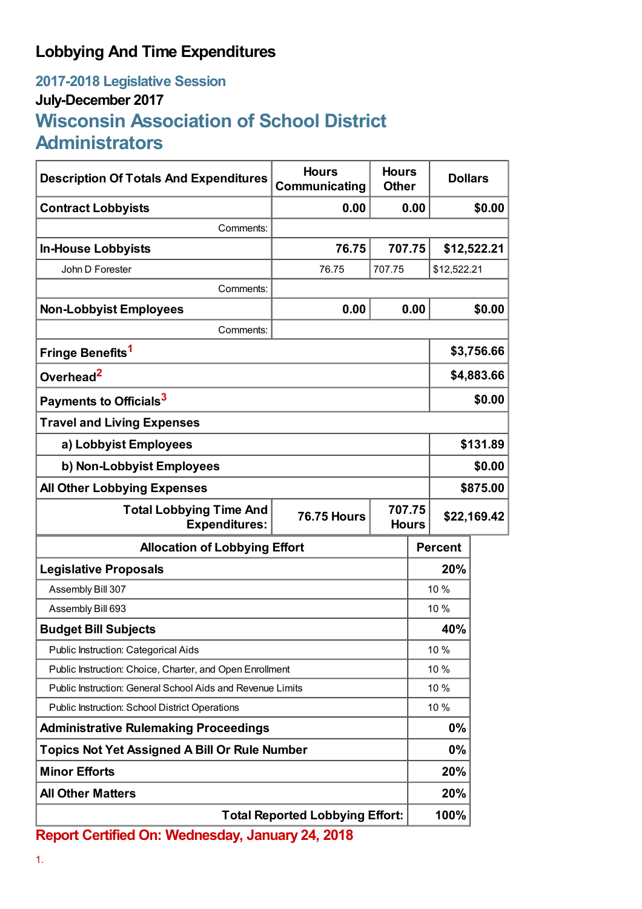# Lobbying And Time Expenditures

## 2017-2018 Legislative Session

### July-December 2017

## Wisconsin Association of School District Administrators

| Description Of Totals And Expenditures | Hours Communicating | Hours Other | Dollars |
|---|---|---|---|
| **Contract Lobbyists** | **0.00** | **0.00** | **$0.00** |
| Comments: | | | |
| **In-House Lobbyists** | **76.75** | **707.75** | **$12,522.21** |
| John D Forester | 76.75 | 707.75 | $12,522.21 |
| Comments: | | | |
| **Non-Lobbyist Employees** | **0.00** | **0.00** | **$0.00** |
| Comments: | | | |
| **Fringe Benefits**[1] | | | **$3,756.66** |
| **Overhead**[2] | | | **$4,883.66** |
| **Payments to Officials**[3] | | | **$0.00** |
| **Travel and Living Expenses** | | | |
| **a) Lobbyist Employees** | | | **$131.89** |
| **b) Non-Lobbyist Employees** | | | **$0.00** |
| **All Other Lobbying Expenses** | | | **$875.00** |
| **Total Lobbying Time And Expenditures:** | **76.75 Hours** | **707.75 Hours** | **$22,169.42** |

| Allocation of Lobbying Effort | Percent |
|---|---|
| **Legislative Proposals** | **20%** |
| Assembly Bill 307 | 10 % |
| Assembly Bill 693 | 10 % |
| **Budget Bill Subjects** | **40%** |
| Public Instruction: Categorical Aids | 10 % |
| Public Instruction: Choice, Charter, and Open Enrollment | 10 % |
| Public Instruction: General School Aids and Revenue Limits | 10 % |
| Public Instruction: School District Operations | 10 % |
| **Administrative Rulemaking Proceedings** | **0%** |
| **Topics Not Yet Assigned A Bill Or Rule Number** | **0%** |
| **Minor Efforts** | **20%** |
| **All Other Matters** | **20%** |
| **Total Reported Lobbying Effort:** | **100%** |

**Report Certified On: Wednesday, January 24, 2018**

1.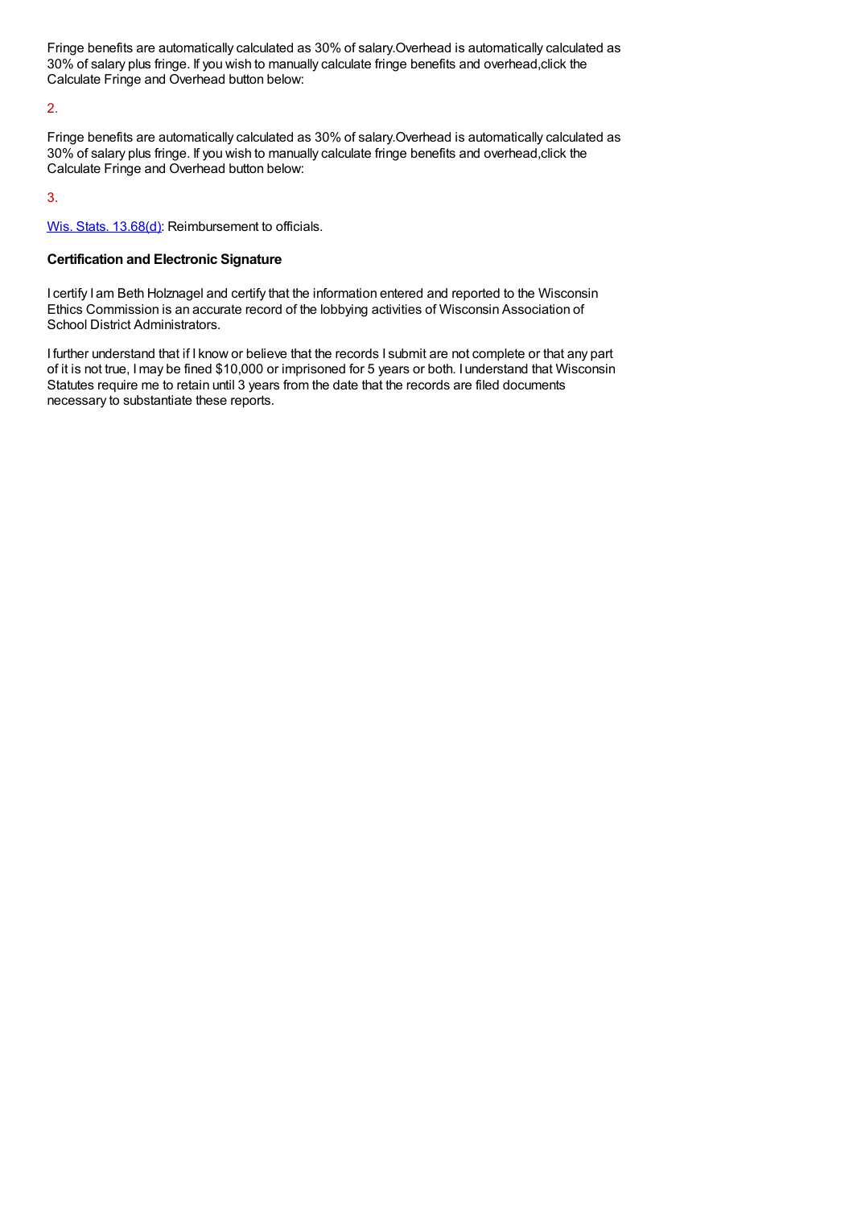Fringe benefits are automatically calculated as 30% of salary.Overhead is automatically calculated as 30% of salary plus fringe. If you wish to manually calculate fringe benefits and overhead,click the Calculate Fringe and Overhead button below:

2.

Fringe benefits are automatically calculated as 30% of salary.Overhead is automatically calculated as 30% of salary plus fringe. If you wish to manually calculate fringe benefits and overhead,click the Calculate Fringe and Overhead button below:

3.

Wis. Stats. 13.68(d): Reimbursement to officials.

**Certification and Electronic Signature**

I certify I am Beth Holznagel and certify that the information entered and reported to the Wisconsin Ethics Commission is an accurate record of the lobbying activities of Wisconsin Association of School District Administrators.

I further understand that if I know or believe that the records I submit are not complete or that any part of it is not true, I may be fined $10,000 or imprisoned for 5 years or both. I understand that Wisconsin Statutes require me to retain until 3 years from the date that the records are filed documents necessary to substantiate these reports.